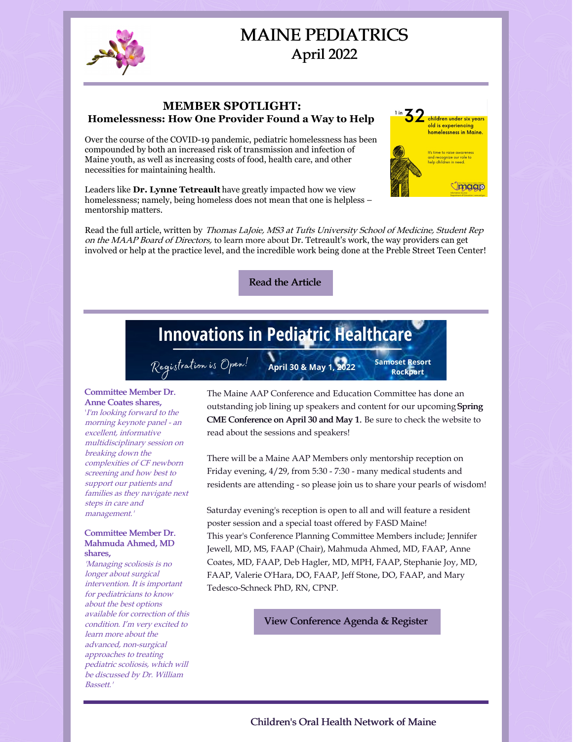# MAINE PEDIATRICS
## April 2022

### MEMBER SPOTLIGHT:
### Homelessness: How One Provider Found a Way to Help

Over the course of the COVID-19 pandemic, pediatric homelessness has been compounded by both an increased risk of transmission and infection of Maine youth, as well as increasing costs of food, health care, and other necessities for maintaining health.

Leaders like **Dr. Lynne Tetreault** have greatly impacted how we view homelessness; namely, being homeless does not mean that one is helpless – mentorship matters.

Read the full article, written by *Thomas LaJoie, MS3 at Tufts University School of Medicine, Student Rep on the MAAP Board of Directors,* to learn more about Dr. Tetreault's work, the way providers can get involved or help at the practice level, and the incredible work being done at the Preble Street Teen Center!

Read the Article

## Innovations in Pediatric Healthcare

Registration is Open! April 30 & May 1, 2022 — Samoset Resort Rockport

**Committee Member Dr. Anne Coates shares,**
*'I'm looking forward to the morning keynote panel - an excellent, informative multidisciplinary session on breaking down the complexities of CF newborn screening and how best to support our patients and families as they navigate next steps in care and management.'*

**Committee Member Dr. Mahmuda Ahmed, MD shares,**
*'Managing scoliosis is no longer about surgical intervention. It is important for pediatricians to know about the best options available for correction of this condition. I'm very excited to learn more about the advanced, non-surgical approaches to treating pediatric scoliosis, which will be discussed by Dr. William Bassett.'*

The Maine AAP Conference and Education Committee has done an outstanding job lining up speakers and content for our upcoming **Spring CME Conference on April 30 and May 1.** Be sure to check the website to read about the sessions and speakers!

There will be a Maine AAP Members only mentorship reception on Friday evening, 4/29, from 5:30 - 7:30 - many medical students and residents are attending - so please join us to share your pearls of wisdom!

Saturday evening's reception is open to all and will feature a resident poster session and a special toast offered by FASD Maine!
This year's Conference Planning Committee Members include; Jennifer Jewell, MD, MS, FAAP (Chair), Mahmuda Ahmed, MD, FAAP, Anne Coates, MD, FAAP, Deb Hagler, MD, MPH, FAAP, Stephanie Joy, MD, FAAP, Valerie O'Hara, DO, FAAP, Jeff Stone, DO, FAAP, and Mary Tedesco-Schneck PhD, RN, CPNP.

View Conference Agenda & Register

## Children's Oral Health Network of Maine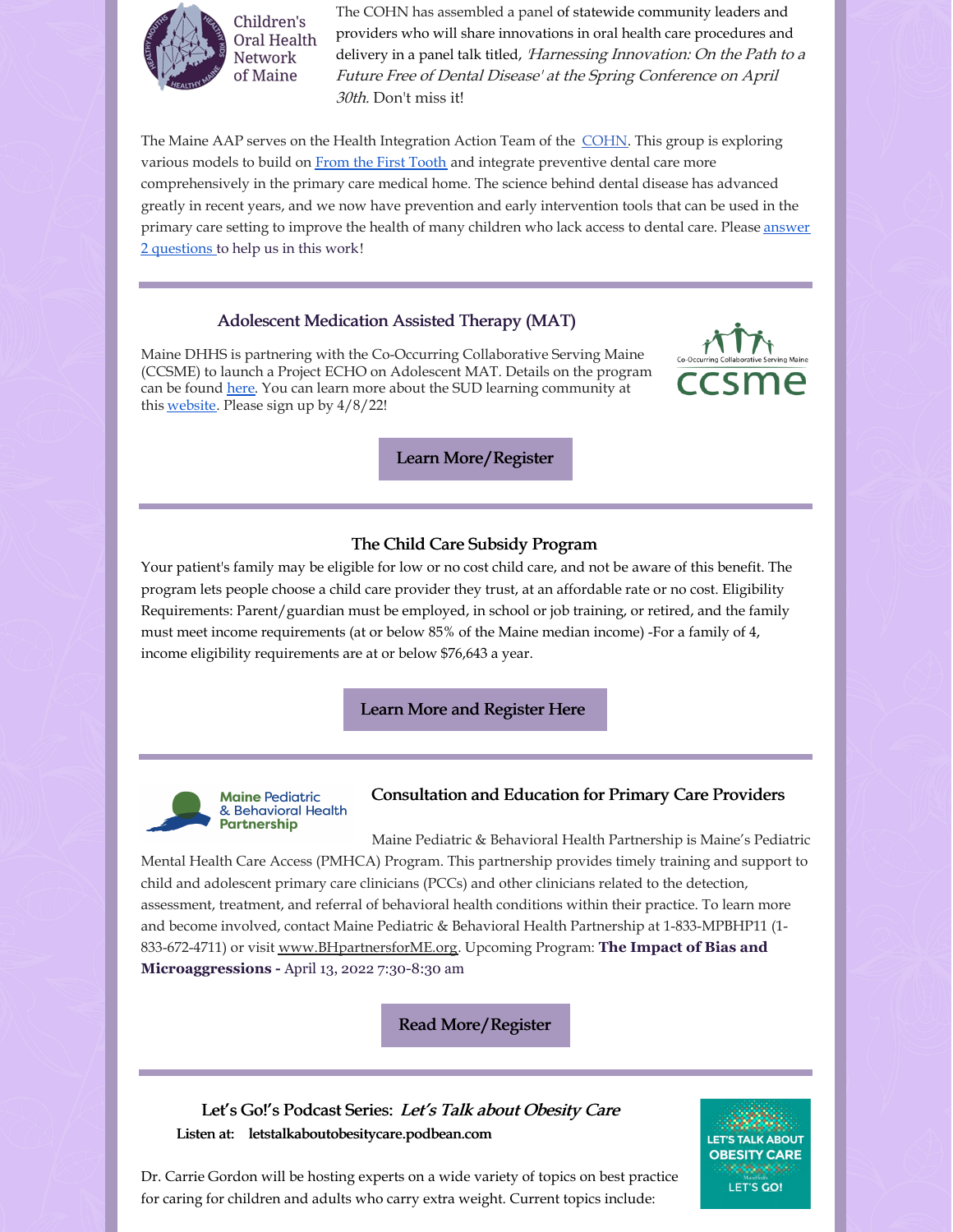Children's Oral Health Network of Maine

The COHN has assembled a panel of statewide community leaders and providers who will share innovations in oral health care procedures and delivery in a panel talk titled, *'Harnessing Innovation: On the Path to a Future Free of Dental Disease'* at the Spring Conference on April 30th. Don't miss it!

The Maine AAP serves on the Health Integration Action Team of the COHN. This group is exploring various models to build on From the First Tooth and integrate preventive dental care more comprehensively in the primary care medical home. The science behind dental disease has advanced greatly in recent years, and we now have prevention and early intervention tools that can be used in the primary care setting to improve the health of many children who lack access to dental care. Please answer 2 questions to help us in this work!

---

### Adolescent Medication Assisted Therapy (MAT)

Maine DHHS is partnering with the Co-Occurring Collaborative Serving Maine (CCSME) to launch a Project ECHO on Adolescent MAT. Details on the program can be found here. You can learn more about the SUD learning community at this website. Please sign up by 4/8/22!

Learn More/Register

---

### The Child Care Subsidy Program

Your patient's family may be eligible for low or no cost child care, and not be aware of this benefit. The program lets people choose a child care provider they trust, at an affordable rate or no cost. Eligibility Requirements: Parent/guardian must be employed, in school or job training, or retired, and the family must meet income requirements (at or below 85% of the Maine median income) -For a family of 4, income eligibility requirements are at or below $76,643 a year.

Learn More and Register Here

---

### Consultation and Education for Primary Care Providers

Maine Pediatric & Behavioral Health Partnership is Maine's Pediatric Mental Health Care Access (PMHCA) Program. This partnership provides timely training and support to child and adolescent primary care clinicians (PCCs) and other clinicians related to the detection, assessment, treatment, and referral of behavioral health conditions within their practice. To learn more and become involved, contact Maine Pediatric & Behavioral Health Partnership at 1-833-MPBHP11 (1-833-672-4711) or visit www.BHpartnersforME.org. Upcoming Program: **The Impact of Bias and Microaggressions -** April 13, 2022 7:30-8:30 am

Read More/Register

---

### Let's Go!'s Podcast Series: *Let's Talk about Obesity Care*

**Listen at: letstalkaboutobesitycare.podbean.com**

Dr. Carrie Gordon will be hosting experts on a wide variety of topics on best practice for caring for children and adults who carry extra weight. Current topics include: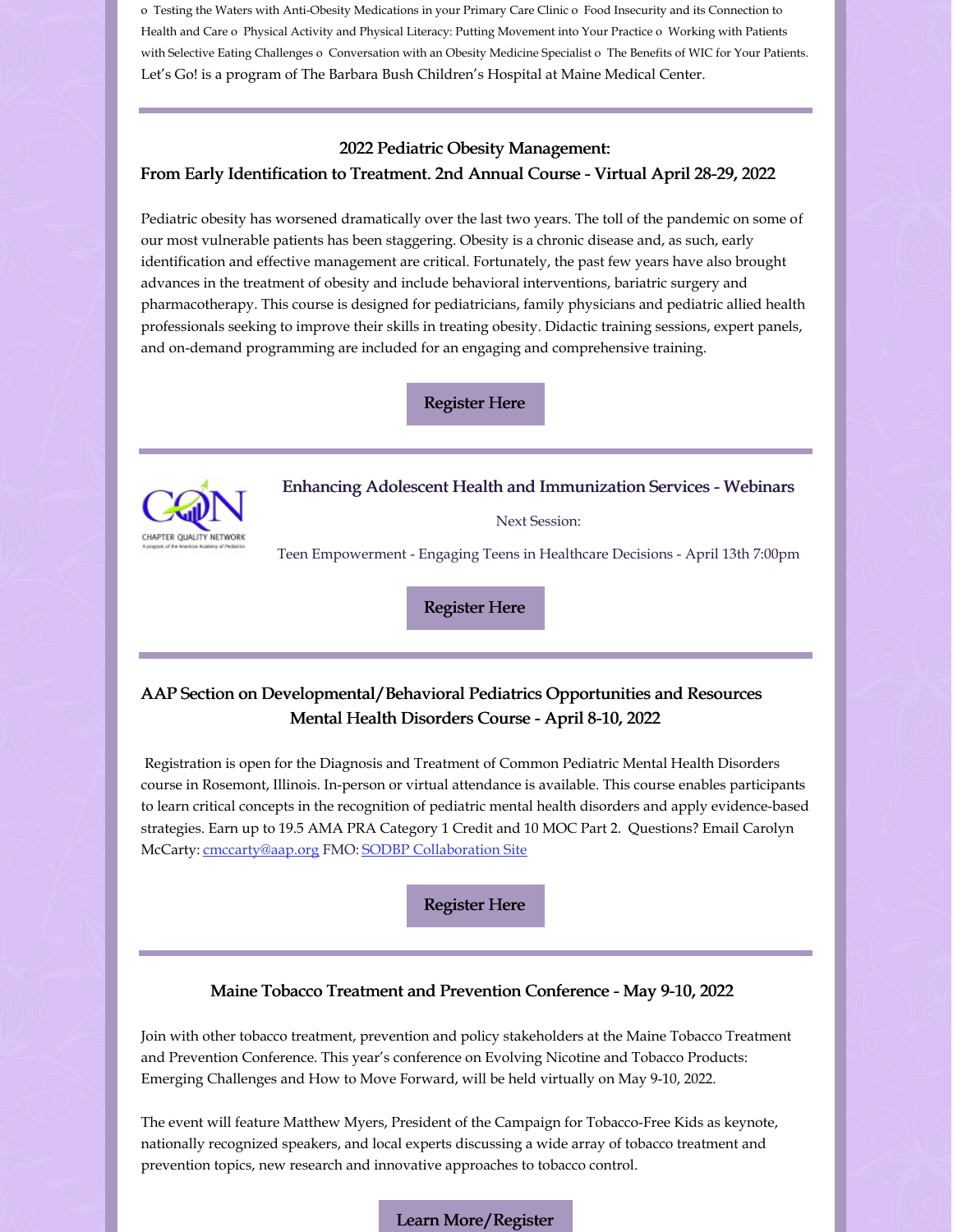o Testing the Waters with Anti-Obesity Medications in your Primary Care Clinic o Food Insecurity and its Connection to Health and Care o Physical Activity and Physical Literacy: Putting Movement into Your Practice o Working with Patients with Selective Eating Challenges o Conversation with an Obesity Medicine Specialist o The Benefits of WIC for Your Patients. Let's Go! is a program of The Barbara Bush Children's Hospital at Maine Medical Center.

---

## 2022 Pediatric Obesity Management: From Early Identification to Treatment. 2nd Annual Course - Virtual April 28-29, 2022

Pediatric obesity has worsened dramatically over the last two years. The toll of the pandemic on some of our most vulnerable patients has been staggering. Obesity is a chronic disease and, as such, early identification and effective management are critical. Fortunately, the past few years have also brought advances in the treatment of obesity and include behavioral interventions, bariatric surgery and pharmacotherapy. This course is designed for pediatricians, family physicians and pediatric allied health professionals seeking to improve their skills in treating obesity. Didactic training sessions, expert panels, and on-demand programming are included for an engaging and comprehensive training.

Register Here

---

## Enhancing Adolescent Health and Immunization Services - Webinars

Next Session:

Teen Empowerment - Engaging Teens in Healthcare Decisions - April 13th 7:00pm

Register Here

---

## AAP Section on Developmental/Behavioral Pediatrics Opportunities and Resources Mental Health Disorders Course - April 8-10, 2022

Registration is open for the Diagnosis and Treatment of Common Pediatric Mental Health Disorders course in Rosemont, Illinois. In-person or virtual attendance is available. This course enables participants to learn critical concepts in the recognition of pediatric mental health disorders and apply evidence-based strategies. Earn up to 19.5 AMA PRA Category 1 Credit and 10 MOC Part 2. Questions? Email Carolyn McCarty: cmccarty@aap.org FMO: SODBP Collaboration Site

Register Here

---

## Maine Tobacco Treatment and Prevention Conference - May 9-10, 2022

Join with other tobacco treatment, prevention and policy stakeholders at the Maine Tobacco Treatment and Prevention Conference. This year's conference on Evolving Nicotine and Tobacco Products: Emerging Challenges and How to Move Forward, will be held virtually on May 9-10, 2022.

The event will feature Matthew Myers, President of the Campaign for Tobacco-Free Kids as keynote, nationally recognized speakers, and local experts discussing a wide array of tobacco treatment and prevention topics, new research and innovative approaches to tobacco control.

Learn More/Register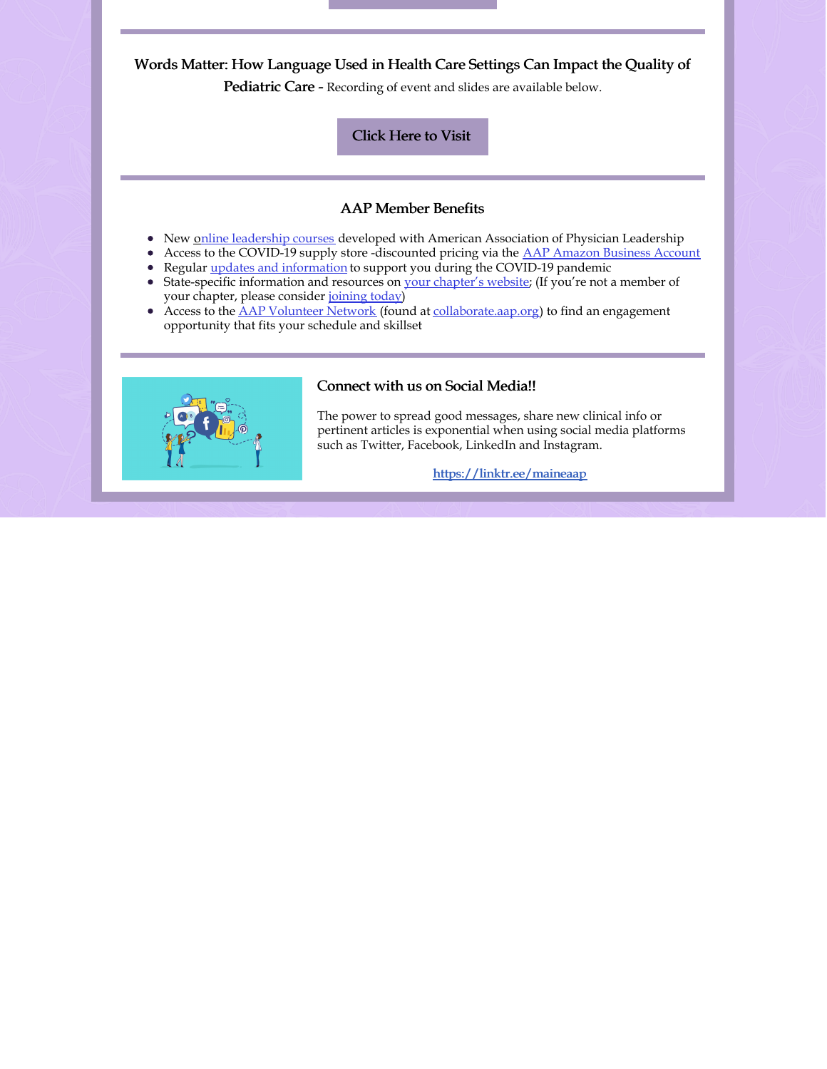**Words Matter: How Language Used in Health Care Settings Can Impact the Quality of Pediatric Care -** Recording of event and slides are available below.

Click Here to Visit

---

### AAP Member Benefits

- New online leadership courses developed with American Association of Physician Leadership
- Access to the COVID-19 supply store -discounted pricing via the AAP Amazon Business Account
- Regular updates and information to support you during the COVID-19 pandemic
- State-specific information and resources on your chapter's website; (If you're not a member of your chapter, please consider joining today)
- Access to the AAP Volunteer Network (found at collaborate.aap.org) to find an engagement opportunity that fits your schedule and skillset

---

### Connect with us on Social Media!!

The power to spread good messages, share new clinical info or pertinent articles is exponential when using social media platforms such as Twitter, Facebook, LinkedIn and Instagram.

**https://linktr.ee/maineaap**